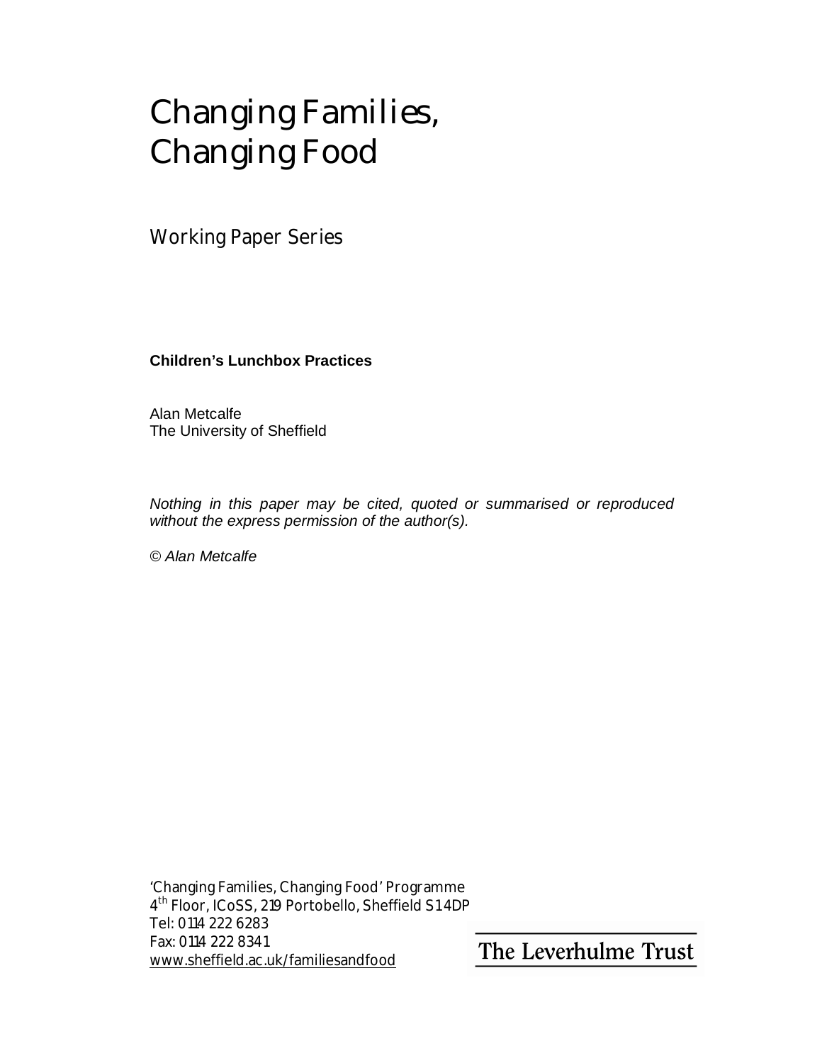# Changing Families, Changing Food

## Working Paper Series

**Children's Lunchbox Practices**

Alan Metcalfe
The University of Sheffield

*Nothing in this paper may be cited, quoted or summarised or reproduced without the express permission of the author(s).*

© *Alan Metcalfe*

'Changing Families, Changing Food' Programme
4th Floor, ICoSS, 219 Portobello, Sheffield S1 4DP
Tel: 0114 222 6283
Fax: 0114 222 8341
www.sheffield.ac.uk/familiesandfood

The Leverhulme Trust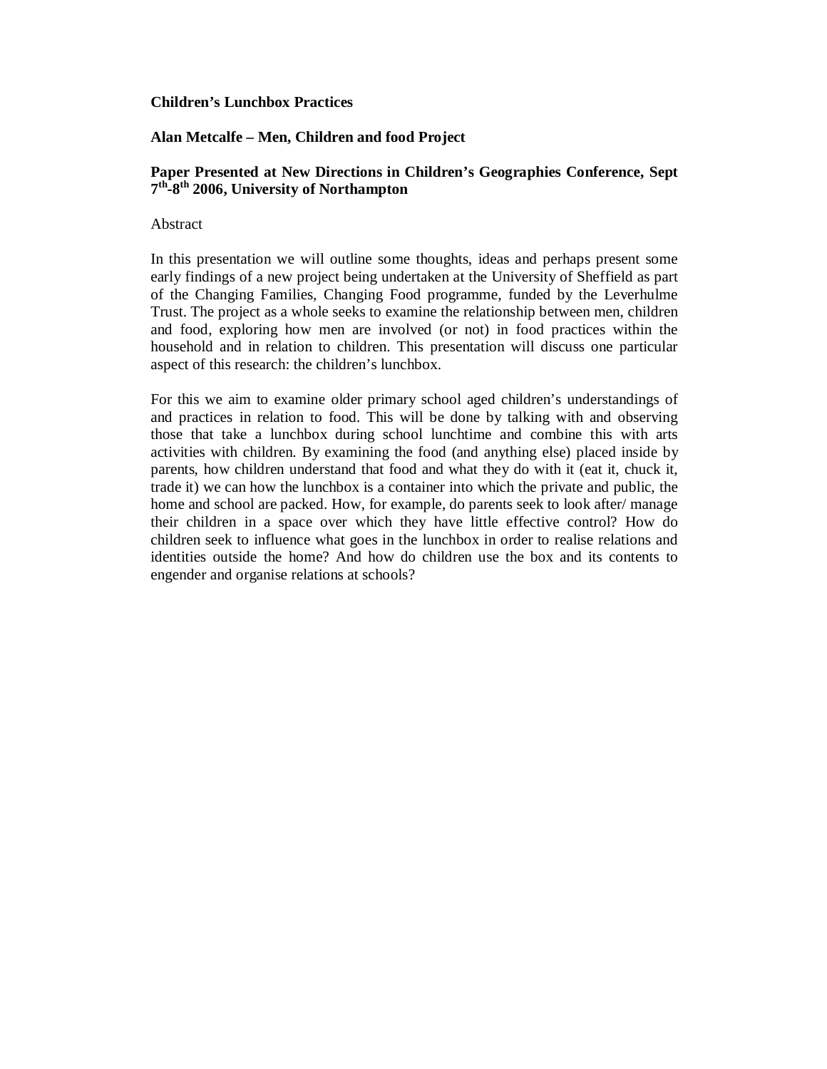**Children's Lunchbox Practices**

**Alan Metcalfe – Men, Children and food Project**

**Paper Presented at New Directions in Children's Geographies Conference, Sept 7th-8th 2006, University of Northampton**

Abstract

In this presentation we will outline some thoughts, ideas and perhaps present some early findings of a new project being undertaken at the University of Sheffield as part of the Changing Families, Changing Food programme, funded by the Leverhulme Trust. The project as a whole seeks to examine the relationship between men, children and food, exploring how men are involved (or not) in food practices within the household and in relation to children. This presentation will discuss one particular aspect of this research: the children's lunchbox.

For this we aim to examine older primary school aged children's understandings of and practices in relation to food. This will be done by talking with and observing those that take a lunchbox during school lunchtime and combine this with arts activities with children. By examining the food (and anything else) placed inside by parents, how children understand that food and what they do with it (eat it, chuck it, trade it) we can how the lunchbox is a container into which the private and public, the home and school are packed. How, for example, do parents seek to look after/ manage their children in a space over which they have little effective control? How do children seek to influence what goes in the lunchbox in order to realise relations and identities outside the home? And how do children use the box and its contents to engender and organise relations at schools?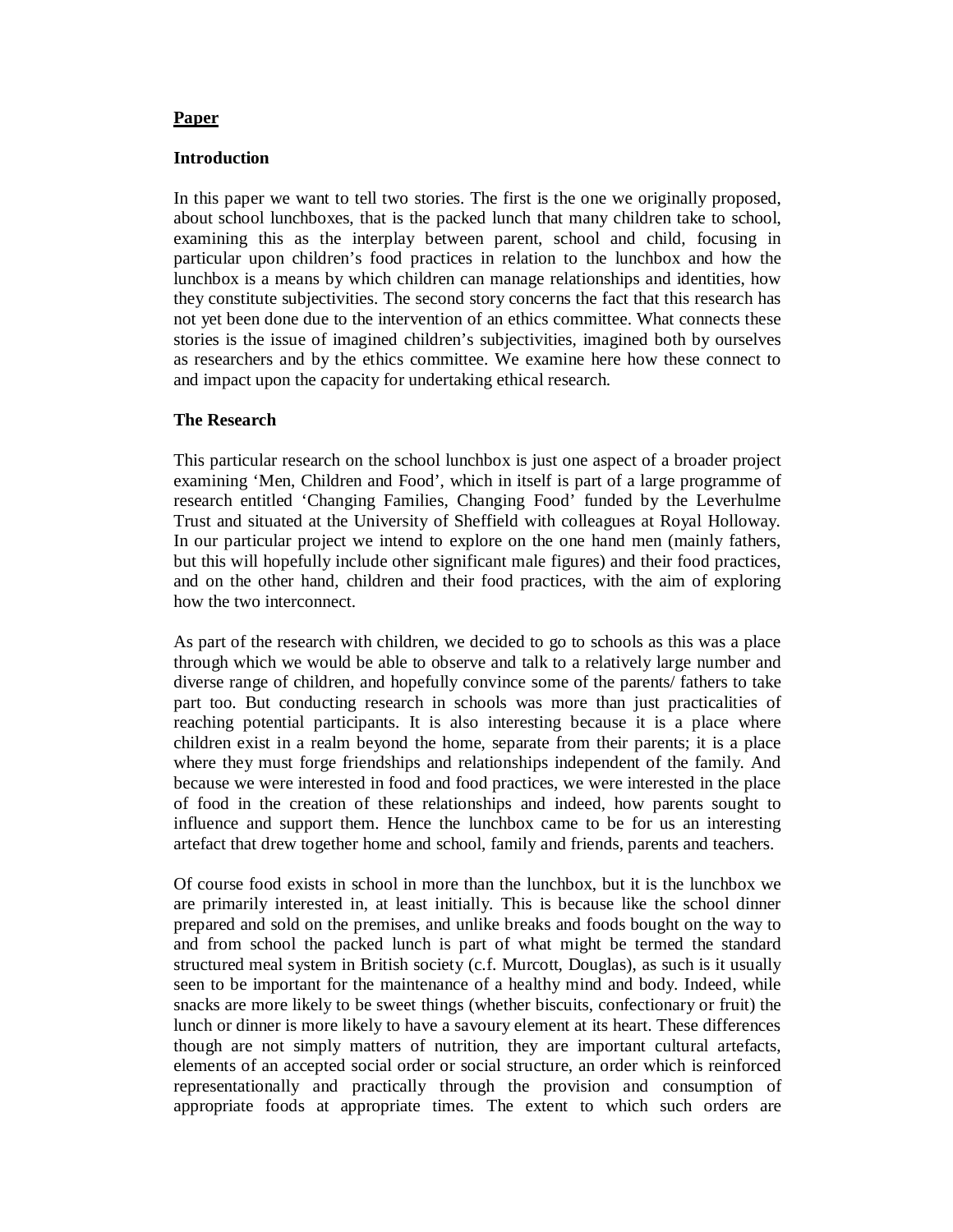**<u>Paper</u>**

**Introduction**

In this paper we want to tell two stories. The first is the one we originally proposed, about school lunchboxes, that is the packed lunch that many children take to school, examining this as the interplay between parent, school and child, focusing in particular upon children's food practices in relation to the lunchbox and how the lunchbox is a means by which children can manage relationships and identities, how they constitute subjectivities. The second story concerns the fact that this research has not yet been done due to the intervention of an ethics committee. What connects these stories is the issue of imagined children's subjectivities, imagined both by ourselves as researchers and by the ethics committee. We examine here how these connect to and impact upon the capacity for undertaking ethical research.

**The Research**

This particular research on the school lunchbox is just one aspect of a broader project examining 'Men, Children and Food', which in itself is part of a large programme of research entitled 'Changing Families, Changing Food' funded by the Leverhulme Trust and situated at the University of Sheffield with colleagues at Royal Holloway. In our particular project we intend to explore on the one hand men (mainly fathers, but this will hopefully include other significant male figures) and their food practices, and on the other hand, children and their food practices, with the aim of exploring how the two interconnect.

As part of the research with children, we decided to go to schools as this was a place through which we would be able to observe and talk to a relatively large number and diverse range of children, and hopefully convince some of the parents/ fathers to take part too. But conducting research in schools was more than just practicalities of reaching potential participants. It is also interesting because it is a place where children exist in a realm beyond the home, separate from their parents; it is a place where they must forge friendships and relationships independent of the family. And because we were interested in food and food practices, we were interested in the place of food in the creation of these relationships and indeed, how parents sought to influence and support them. Hence the lunchbox came to be for us an interesting artefact that drew together home and school, family and friends, parents and teachers.

Of course food exists in school in more than the lunchbox, but it is the lunchbox we are primarily interested in, at least initially. This is because like the school dinner prepared and sold on the premises, and unlike breaks and foods bought on the way to and from school the packed lunch is part of what might be termed the standard structured meal system in British society (c.f. Murcott, Douglas), as such is it usually seen to be important for the maintenance of a healthy mind and body. Indeed, while snacks are more likely to be sweet things (whether biscuits, confectionary or fruit) the lunch or dinner is more likely to have a savoury element at its heart. These differences though are not simply matters of nutrition, they are important cultural artefacts, elements of an accepted social order or social structure, an order which is reinforced representationally and practically through the provision and consumption of appropriate foods at appropriate times. The extent to which such orders are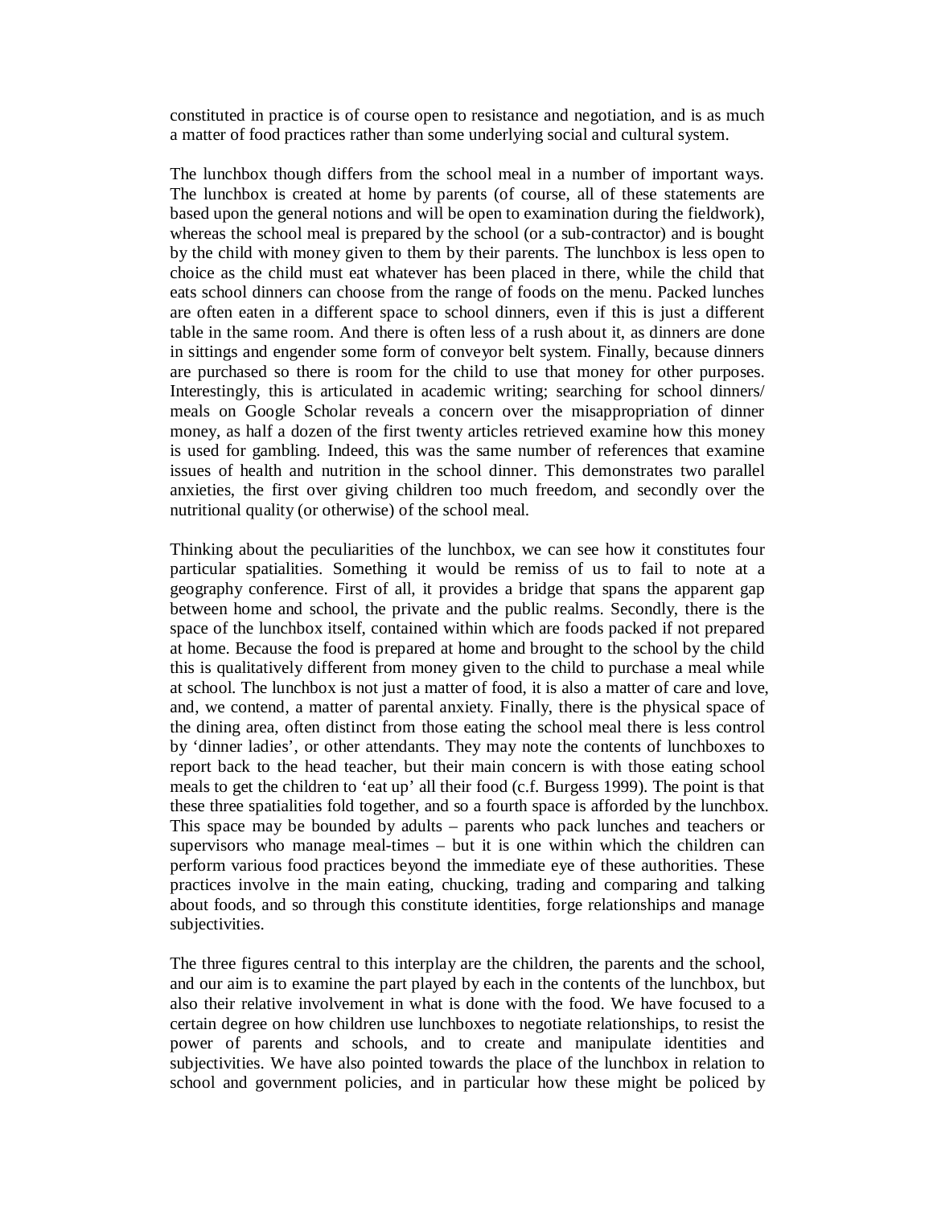constituted in practice is of course open to resistance and negotiation, and is as much a matter of food practices rather than some underlying social and cultural system.

The lunchbox though differs from the school meal in a number of important ways. The lunchbox is created at home by parents (of course, all of these statements are based upon the general notions and will be open to examination during the fieldwork), whereas the school meal is prepared by the school (or a sub-contractor) and is bought by the child with money given to them by their parents. The lunchbox is less open to choice as the child must eat whatever has been placed in there, while the child that eats school dinners can choose from the range of foods on the menu. Packed lunches are often eaten in a different space to school dinners, even if this is just a different table in the same room. And there is often less of a rush about it, as dinners are done in sittings and engender some form of conveyor belt system. Finally, because dinners are purchased so there is room for the child to use that money for other purposes. Interestingly, this is articulated in academic writing; searching for school dinners/ meals on Google Scholar reveals a concern over the misappropriation of dinner money, as half a dozen of the first twenty articles retrieved examine how this money is used for gambling. Indeed, this was the same number of references that examine issues of health and nutrition in the school dinner. This demonstrates two parallel anxieties, the first over giving children too much freedom, and secondly over the nutritional quality (or otherwise) of the school meal.

Thinking about the peculiarities of the lunchbox, we can see how it constitutes four particular spatialities. Something it would be remiss of us to fail to note at a geography conference. First of all, it provides a bridge that spans the apparent gap between home and school, the private and the public realms. Secondly, there is the space of the lunchbox itself, contained within which are foods packed if not prepared at home. Because the food is prepared at home and brought to the school by the child this is qualitatively different from money given to the child to purchase a meal while at school. The lunchbox is not just a matter of food, it is also a matter of care and love, and, we contend, a matter of parental anxiety. Finally, there is the physical space of the dining area, often distinct from those eating the school meal there is less control by 'dinner ladies', or other attendants. They may note the contents of lunchboxes to report back to the head teacher, but their main concern is with those eating school meals to get the children to 'eat up' all their food (c.f. Burgess 1999). The point is that these three spatialities fold together, and so a fourth space is afforded by the lunchbox. This space may be bounded by adults – parents who pack lunches and teachers or supervisors who manage meal-times – but it is one within which the children can perform various food practices beyond the immediate eye of these authorities. These practices involve in the main eating, chucking, trading and comparing and talking about foods, and so through this constitute identities, forge relationships and manage subjectivities.

The three figures central to this interplay are the children, the parents and the school, and our aim is to examine the part played by each in the contents of the lunchbox, but also their relative involvement in what is done with the food. We have focused to a certain degree on how children use lunchboxes to negotiate relationships, to resist the power of parents and schools, and to create and manipulate identities and subjectivities. We have also pointed towards the place of the lunchbox in relation to school and government policies, and in particular how these might be policed by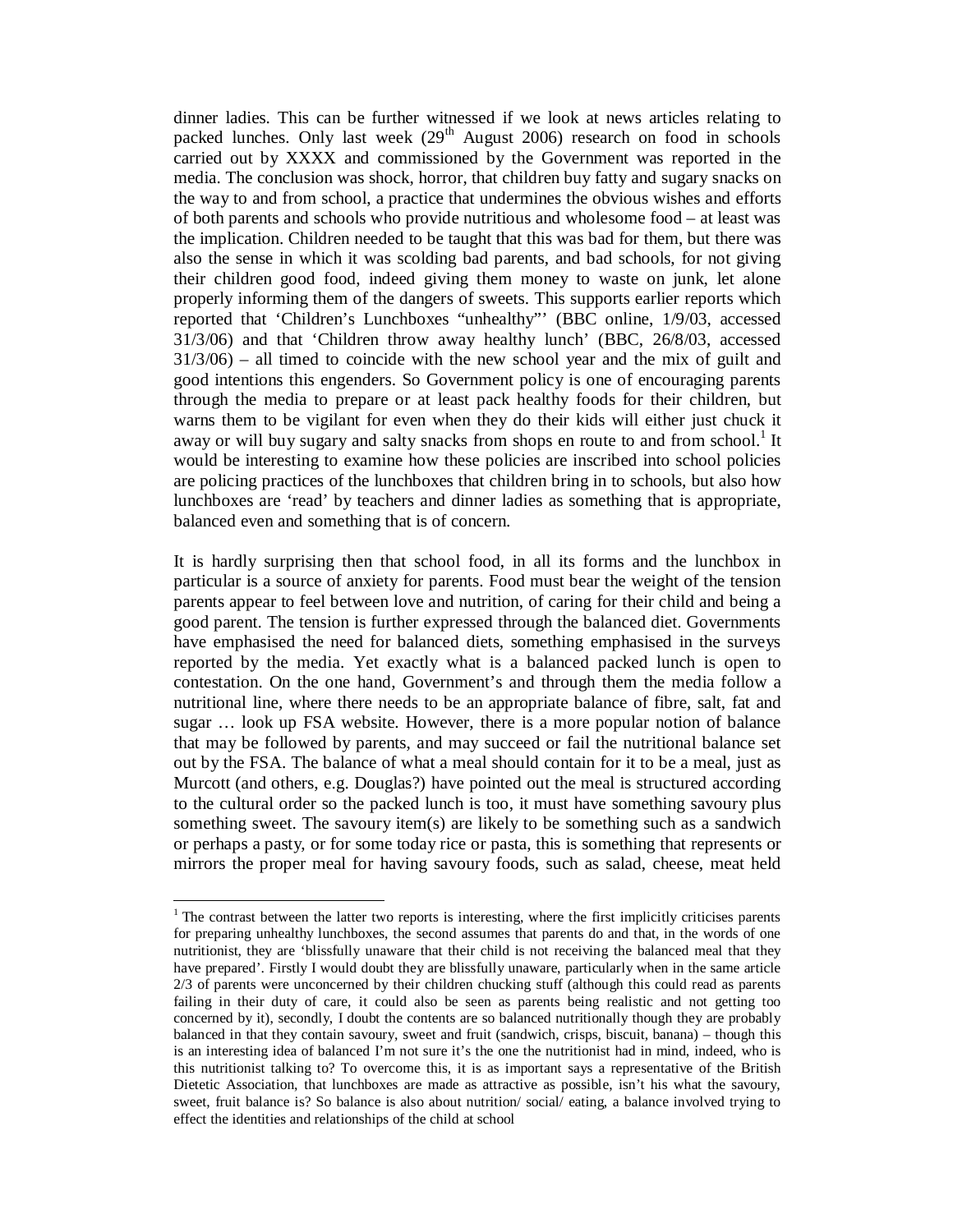dinner ladies. This can be further witnessed if we look at news articles relating to packed lunches. Only last week (29th August 2006) research on food in schools carried out by XXXX and commissioned by the Government was reported in the media. The conclusion was shock, horror, that children buy fatty and sugary snacks on the way to and from school, a practice that undermines the obvious wishes and efforts of both parents and schools who provide nutritious and wholesome food – at least was the implication. Children needed to be taught that this was bad for them, but there was also the sense in which it was scolding bad parents, and bad schools, for not giving their children good food, indeed giving them money to waste on junk, let alone properly informing them of the dangers of sweets. This supports earlier reports which reported that 'Children's Lunchboxes "unhealthy"' (BBC online, 1/9/03, accessed 31/3/06) and that 'Children throw away healthy lunch' (BBC, 26/8/03, accessed 31/3/06) – all timed to coincide with the new school year and the mix of guilt and good intentions this engenders. So Government policy is one of encouraging parents through the media to prepare or at least pack healthy foods for their children, but warns them to be vigilant for even when they do their kids will either just chuck it away or will buy sugary and salty snacks from shops en route to and from school.[1] It would be interesting to examine how these policies are inscribed into school policies are policing practices of the lunchboxes that children bring in to schools, but also how lunchboxes are 'read' by teachers and dinner ladies as something that is appropriate, balanced even and something that is of concern.

It is hardly surprising then that school food, in all its forms and the lunchbox in particular is a source of anxiety for parents. Food must bear the weight of the tension parents appear to feel between love and nutrition, of caring for their child and being a good parent. The tension is further expressed through the balanced diet. Governments have emphasised the need for balanced diets, something emphasised in the surveys reported by the media. Yet exactly what is a balanced packed lunch is open to contestation. On the one hand, Government's and through them the media follow a nutritional line, where there needs to be an appropriate balance of fibre, salt, fat and sugar … look up FSA website. However, there is a more popular notion of balance that may be followed by parents, and may succeed or fail the nutritional balance set out by the FSA. The balance of what a meal should contain for it to be a meal, just as Murcott (and others, e.g. Douglas?) have pointed out the meal is structured according to the cultural order so the packed lunch is too, it must have something savoury plus something sweet. The savoury item(s) are likely to be something such as a sandwich or perhaps a pasty, or for some today rice or pasta, this is something that represents or mirrors the proper meal for having savoury foods, such as salad, cheese, meat held

---

[1] The contrast between the latter two reports is interesting, where the first implicitly criticises parents for preparing unhealthy lunchboxes, the second assumes that parents do and that, in the words of one nutritionist, they are 'blissfully unaware that their child is not receiving the balanced meal that they have prepared'. Firstly I would doubt they are blissfully unaware, particularly when in the same article 2/3 of parents were unconcerned by their children chucking stuff (although this could read as parents failing in their duty of care, it could also be seen as parents being realistic and not getting too concerned by it), secondly, I doubt the contents are so balanced nutritionally though they are probably balanced in that they contain savoury, sweet and fruit (sandwich, crisps, biscuit, banana) – though this is an interesting idea of balanced I'm not sure it's the one the nutritionist had in mind, indeed, who is this nutritionist talking to? To overcome this, it is as important says a representative of the British Dietetic Association, that lunchboxes are made as attractive as possible, isn't his what the savoury, sweet, fruit balance is? So balance is also about nutrition/ social/ eating, a balance involved trying to effect the identities and relationships of the child at school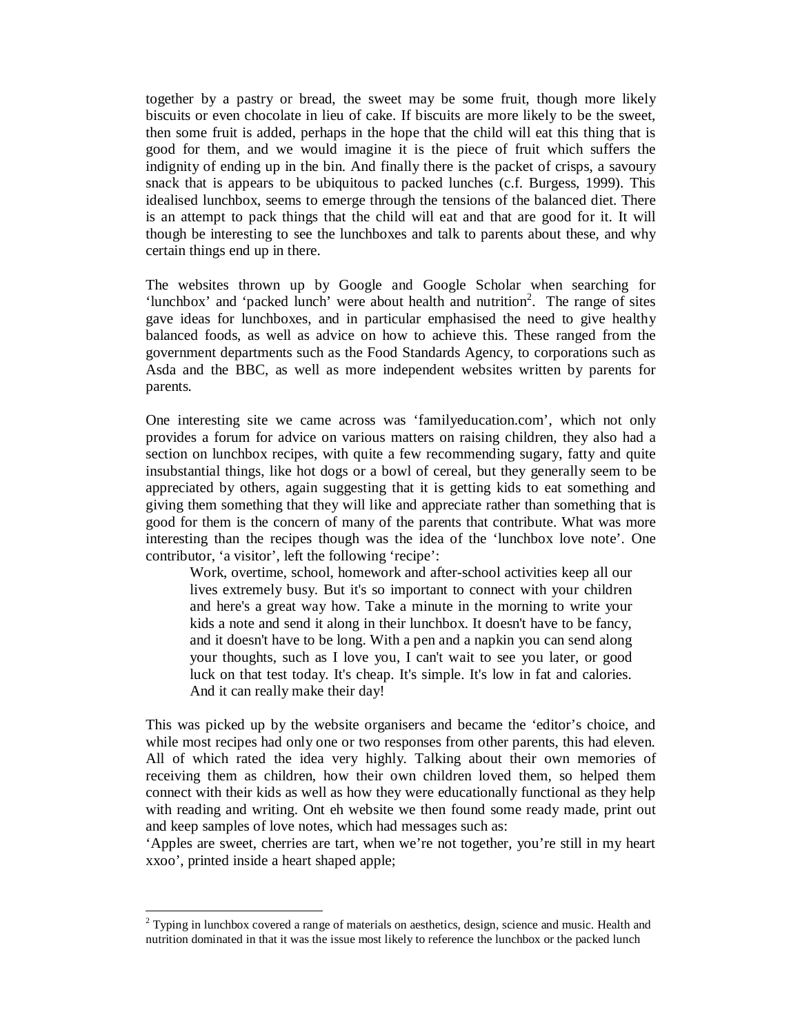together by a pastry or bread, the sweet may be some fruit, though more likely biscuits or even chocolate in lieu of cake. If biscuits are more likely to be the sweet, then some fruit is added, perhaps in the hope that the child will eat this thing that is good for them, and we would imagine it is the piece of fruit which suffers the indignity of ending up in the bin. And finally there is the packet of crisps, a savoury snack that is appears to be ubiquitous to packed lunches (c.f. Burgess, 1999). This idealised lunchbox, seems to emerge through the tensions of the balanced diet. There is an attempt to pack things that the child will eat and that are good for it. It will though be interesting to see the lunchboxes and talk to parents about these, and why certain things end up in there.

The websites thrown up by Google and Google Scholar when searching for 'lunchbox' and 'packed lunch' were about health and nutrition[2]. The range of sites gave ideas for lunchboxes, and in particular emphasised the need to give healthy balanced foods, as well as advice on how to achieve this. These ranged from the government departments such as the Food Standards Agency, to corporations such as Asda and the BBC, as well as more independent websites written by parents for parents.

One interesting site we came across was 'familyeducation.com', which not only provides a forum for advice on various matters on raising children, they also had a section on lunchbox recipes, with quite a few recommending sugary, fatty and quite insubstantial things, like hot dogs or a bowl of cereal, but they generally seem to be appreciated by others, again suggesting that it is getting kids to eat something and giving them something that they will like and appreciate rather than something that is good for them is the concern of many of the parents that contribute. What was more interesting than the recipes though was the idea of the 'lunchbox love note'. One contributor, 'a visitor', left the following 'recipe':

> Work, overtime, school, homework and after-school activities keep all our lives extremely busy. But it's so important to connect with your children and here's a great way how. Take a minute in the morning to write your kids a note and send it along in their lunchbox. It doesn't have to be fancy, and it doesn't have to be long. With a pen and a napkin you can send along your thoughts, such as I love you, I can't wait to see you later, or good luck on that test today. It's cheap. It's simple. It's low in fat and calories. And it can really make their day!

This was picked up by the website organisers and became the 'editor's choice, and while most recipes had only one or two responses from other parents, this had eleven. All of which rated the idea very highly. Talking about their own memories of receiving them as children, how their own children loved them, so helped them connect with their kids as well as how they were educationally functional as they help with reading and writing. Ont eh website we then found some ready made, print out and keep samples of love notes, which had messages such as:

'Apples are sweet, cherries are tart, when we're not together, you're still in my heart xxoo', printed inside a heart shaped apple;

[2] Typing in lunchbox covered a range of materials on aesthetics, design, science and music. Health and nutrition dominated in that it was the issue most likely to reference the lunchbox or the packed lunch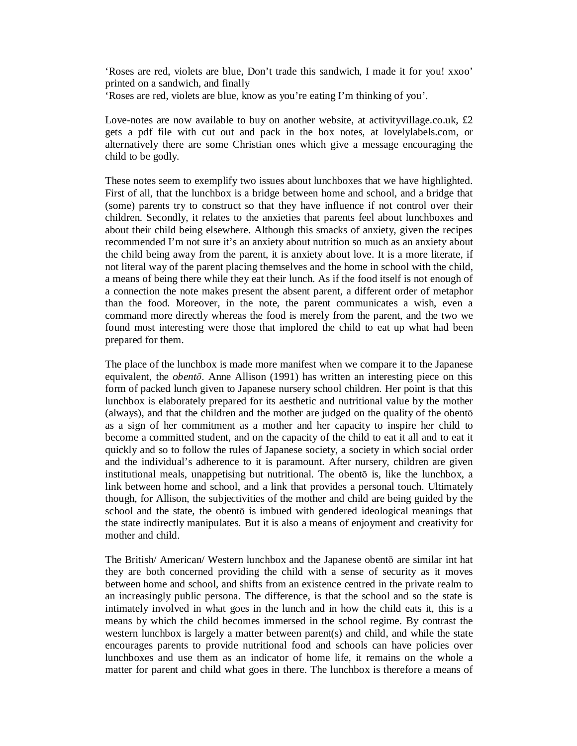‘Roses are red, violets are blue, Don’t trade this sandwich, I made it for you! xxoo’ printed on a sandwich, and finally
‘Roses are red, violets are blue, know as you’re eating I’m thinking of you’.

Love-notes are now available to buy on another website, at activityvillage.co.uk, £2 gets a pdf file with cut out and pack in the box notes, at lovelylabels.com, or alternatively there are some Christian ones which give a message encouraging the child to be godly.

These notes seem to exemplify two issues about lunchboxes that we have highlighted. First of all, that the lunchbox is a bridge between home and school, and a bridge that (some) parents try to construct so that they have influence if not control over their children. Secondly, it relates to the anxieties that parents feel about lunchboxes and about their child being elsewhere. Although this smacks of anxiety, given the recipes recommended I’m not sure it’s an anxiety about nutrition so much as an anxiety about the child being away from the parent, it is anxiety about love. It is a more literate, if not literal way of the parent placing themselves and the home in school with the child, a means of being there while they eat their lunch. As if the food itself is not enough of a connection the note makes present the absent parent, a different order of metaphor than the food. Moreover, in the note, the parent communicates a wish, even a command more directly whereas the food is merely from the parent, and the two we found most interesting were those that implored the child to eat up what had been prepared for them.

The place of the lunchbox is made more manifest when we compare it to the Japanese equivalent, the *obentō*. Anne Allison (1991) has written an interesting piece on this form of packed lunch given to Japanese nursery school children. Her point is that this lunchbox is elaborately prepared for its aesthetic and nutritional value by the mother (always), and that the children and the mother are judged on the quality of the obentō as a sign of her commitment as a mother and her capacity to inspire her child to become a committed student, and on the capacity of the child to eat it all and to eat it quickly and so to follow the rules of Japanese society, a society in which social order and the individual’s adherence to it is paramount. After nursery, children are given institutional meals, unappetising but nutritional. The obentō is, like the lunchbox, a link between home and school, and a link that provides a personal touch. Ultimately though, for Allison, the subjectivities of the mother and child are being guided by the school and the state, the obentō is imbued with gendered ideological meanings that the state indirectly manipulates. But it is also a means of enjoyment and creativity for mother and child.

The British/ American/ Western lunchbox and the Japanese obentō are similar int hat they are both concerned providing the child with a sense of security as it moves between home and school, and shifts from an existence centred in the private realm to an increasingly public persona. The difference, is that the school and so the state is intimately involved in what goes in the lunch and in how the child eats it, this is a means by which the child becomes immersed in the school regime. By contrast the western lunchbox is largely a matter between parent(s) and child, and while the state encourages parents to provide nutritional food and schools can have policies over lunchboxes and use them as an indicator of home life, it remains on the whole a matter for parent and child what goes in there. The lunchbox is therefore a means of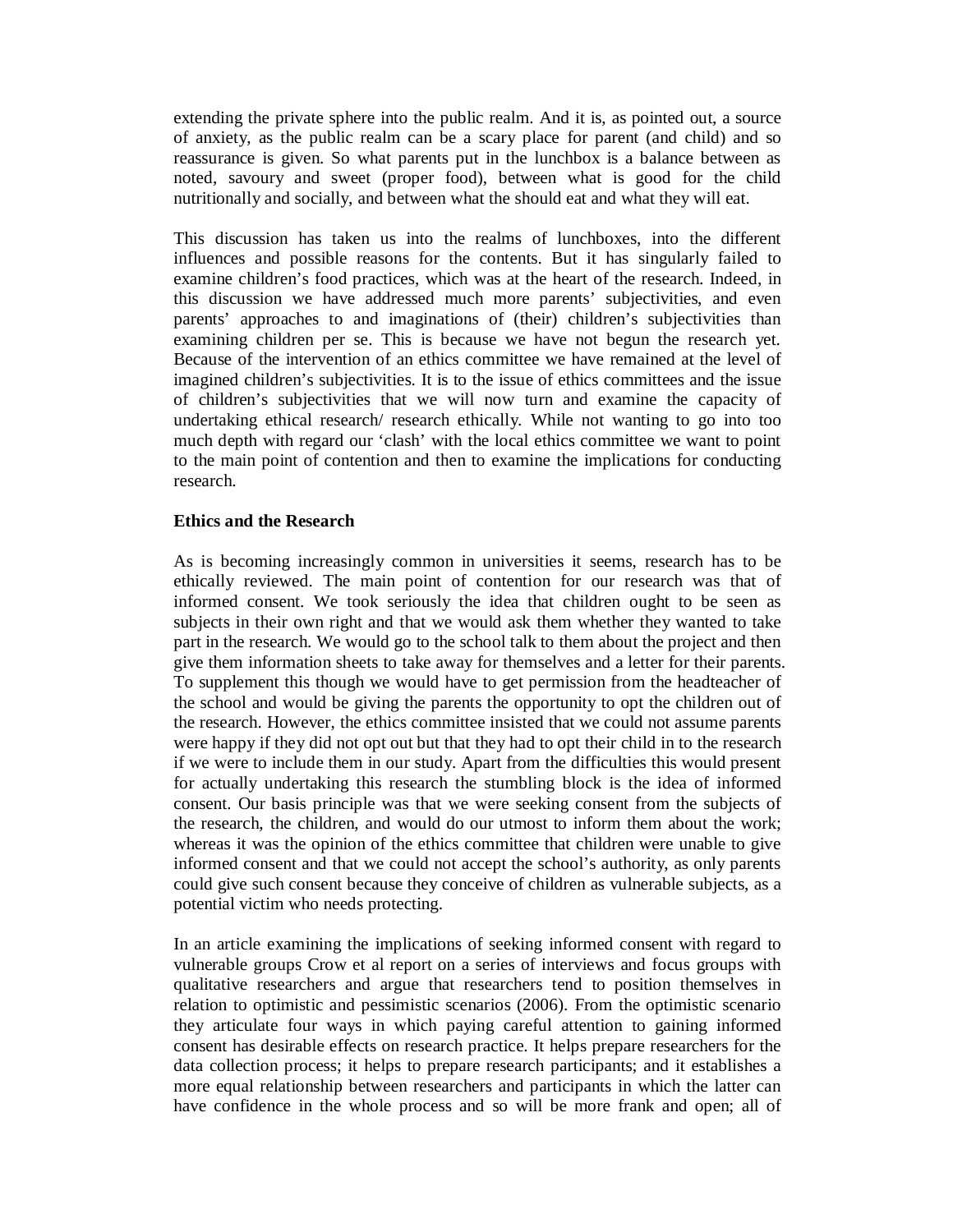extending the private sphere into the public realm. And it is, as pointed out, a source of anxiety, as the public realm can be a scary place for parent (and child) and so reassurance is given. So what parents put in the lunchbox is a balance between as noted, savoury and sweet (proper food), between what is good for the child nutritionally and socially, and between what the should eat and what they will eat.

This discussion has taken us into the realms of lunchboxes, into the different influences and possible reasons for the contents. But it has singularly failed to examine children's food practices, which was at the heart of the research. Indeed, in this discussion we have addressed much more parents' subjectivities, and even parents' approaches to and imaginations of (their) children's subjectivities than examining children per se. This is because we have not begun the research yet. Because of the intervention of an ethics committee we have remained at the level of imagined children's subjectivities. It is to the issue of ethics committees and the issue of children's subjectivities that we will now turn and examine the capacity of undertaking ethical research/ research ethically. While not wanting to go into too much depth with regard our 'clash' with the local ethics committee we want to point to the main point of contention and then to examine the implications for conducting research.

**Ethics and the Research**

As is becoming increasingly common in universities it seems, research has to be ethically reviewed. The main point of contention for our research was that of informed consent. We took seriously the idea that children ought to be seen as subjects in their own right and that we would ask them whether they wanted to take part in the research. We would go to the school talk to them about the project and then give them information sheets to take away for themselves and a letter for their parents. To supplement this though we would have to get permission from the headteacher of the school and would be giving the parents the opportunity to opt the children out of the research. However, the ethics committee insisted that we could not assume parents were happy if they did not opt out but that they had to opt their child in to the research if we were to include them in our study. Apart from the difficulties this would present for actually undertaking this research the stumbling block is the idea of informed consent. Our basis principle was that we were seeking consent from the subjects of the research, the children, and would do our utmost to inform them about the work; whereas it was the opinion of the ethics committee that children were unable to give informed consent and that we could not accept the school's authority, as only parents could give such consent because they conceive of children as vulnerable subjects, as a potential victim who needs protecting.

In an article examining the implications of seeking informed consent with regard to vulnerable groups Crow et al report on a series of interviews and focus groups with qualitative researchers and argue that researchers tend to position themselves in relation to optimistic and pessimistic scenarios (2006). From the optimistic scenario they articulate four ways in which paying careful attention to gaining informed consent has desirable effects on research practice. It helps prepare researchers for the data collection process; it helps to prepare research participants; and it establishes a more equal relationship between researchers and participants in which the latter can have confidence in the whole process and so will be more frank and open; all of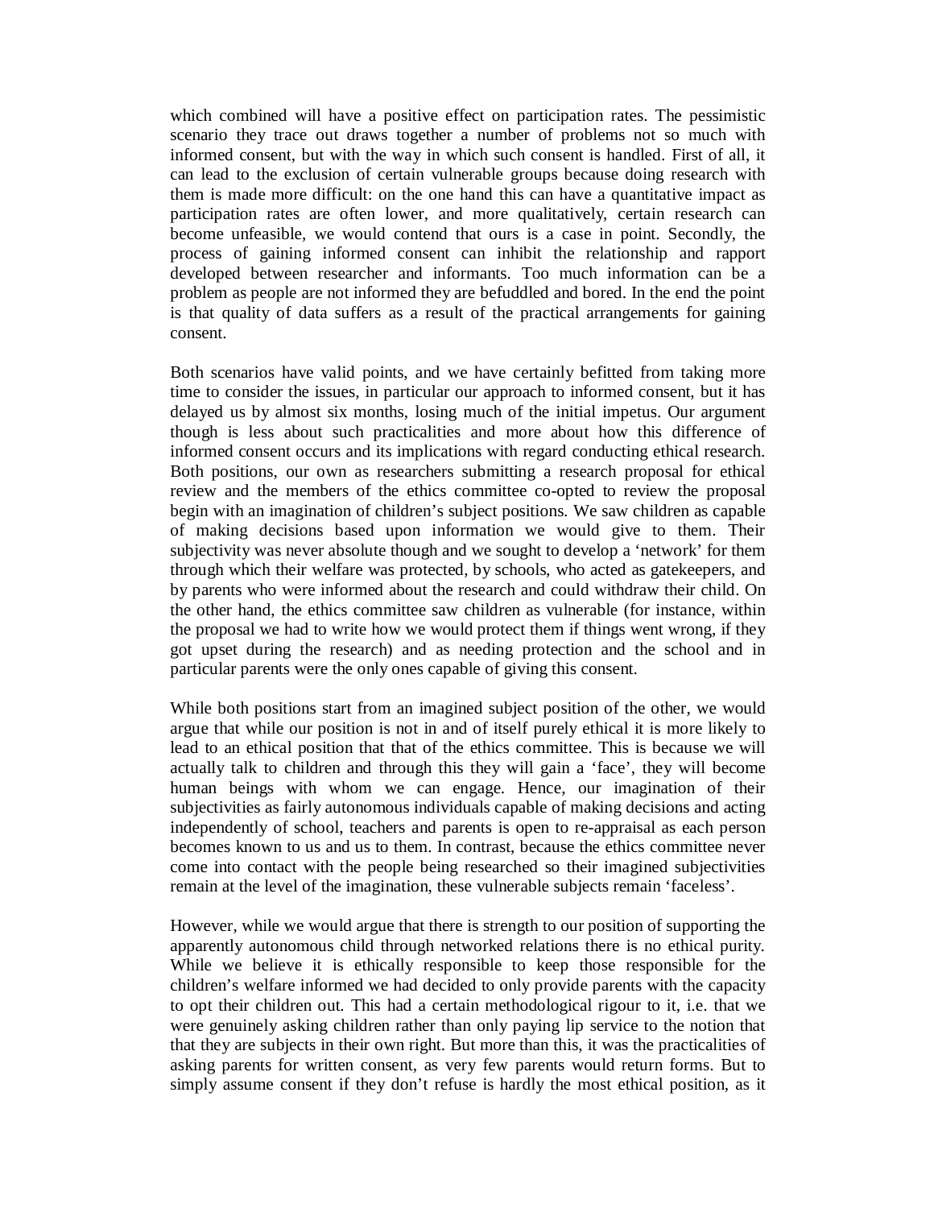which combined will have a positive effect on participation rates. The pessimistic scenario they trace out draws together a number of problems not so much with informed consent, but with the way in which such consent is handled. First of all, it can lead to the exclusion of certain vulnerable groups because doing research with them is made more difficult: on the one hand this can have a quantitative impact as participation rates are often lower, and more qualitatively, certain research can become unfeasible, we would contend that ours is a case in point. Secondly, the process of gaining informed consent can inhibit the relationship and rapport developed between researcher and informants. Too much information can be a problem as people are not informed they are befuddled and bored. In the end the point is that quality of data suffers as a result of the practical arrangements for gaining consent.

Both scenarios have valid points, and we have certainly befitted from taking more time to consider the issues, in particular our approach to informed consent, but it has delayed us by almost six months, losing much of the initial impetus. Our argument though is less about such practicalities and more about how this difference of informed consent occurs and its implications with regard conducting ethical research. Both positions, our own as researchers submitting a research proposal for ethical review and the members of the ethics committee co-opted to review the proposal begin with an imagination of children's subject positions. We saw children as capable of making decisions based upon information we would give to them. Their subjectivity was never absolute though and we sought to develop a 'network' for them through which their welfare was protected, by schools, who acted as gatekeepers, and by parents who were informed about the research and could withdraw their child. On the other hand, the ethics committee saw children as vulnerable (for instance, within the proposal we had to write how we would protect them if things went wrong, if they got upset during the research) and as needing protection and the school and in particular parents were the only ones capable of giving this consent.

While both positions start from an imagined subject position of the other, we would argue that while our position is not in and of itself purely ethical it is more likely to lead to an ethical position that that of the ethics committee. This is because we will actually talk to children and through this they will gain a 'face', they will become human beings with whom we can engage. Hence, our imagination of their subjectivities as fairly autonomous individuals capable of making decisions and acting independently of school, teachers and parents is open to re-appraisal as each person becomes known to us and us to them. In contrast, because the ethics committee never come into contact with the people being researched so their imagined subjectivities remain at the level of the imagination, these vulnerable subjects remain 'faceless'.

However, while we would argue that there is strength to our position of supporting the apparently autonomous child through networked relations there is no ethical purity. While we believe it is ethically responsible to keep those responsible for the children's welfare informed we had decided to only provide parents with the capacity to opt their children out. This had a certain methodological rigour to it, i.e. that we were genuinely asking children rather than only paying lip service to the notion that that they are subjects in their own right. But more than this, it was the practicalities of asking parents for written consent, as very few parents would return forms. But to simply assume consent if they don't refuse is hardly the most ethical position, as it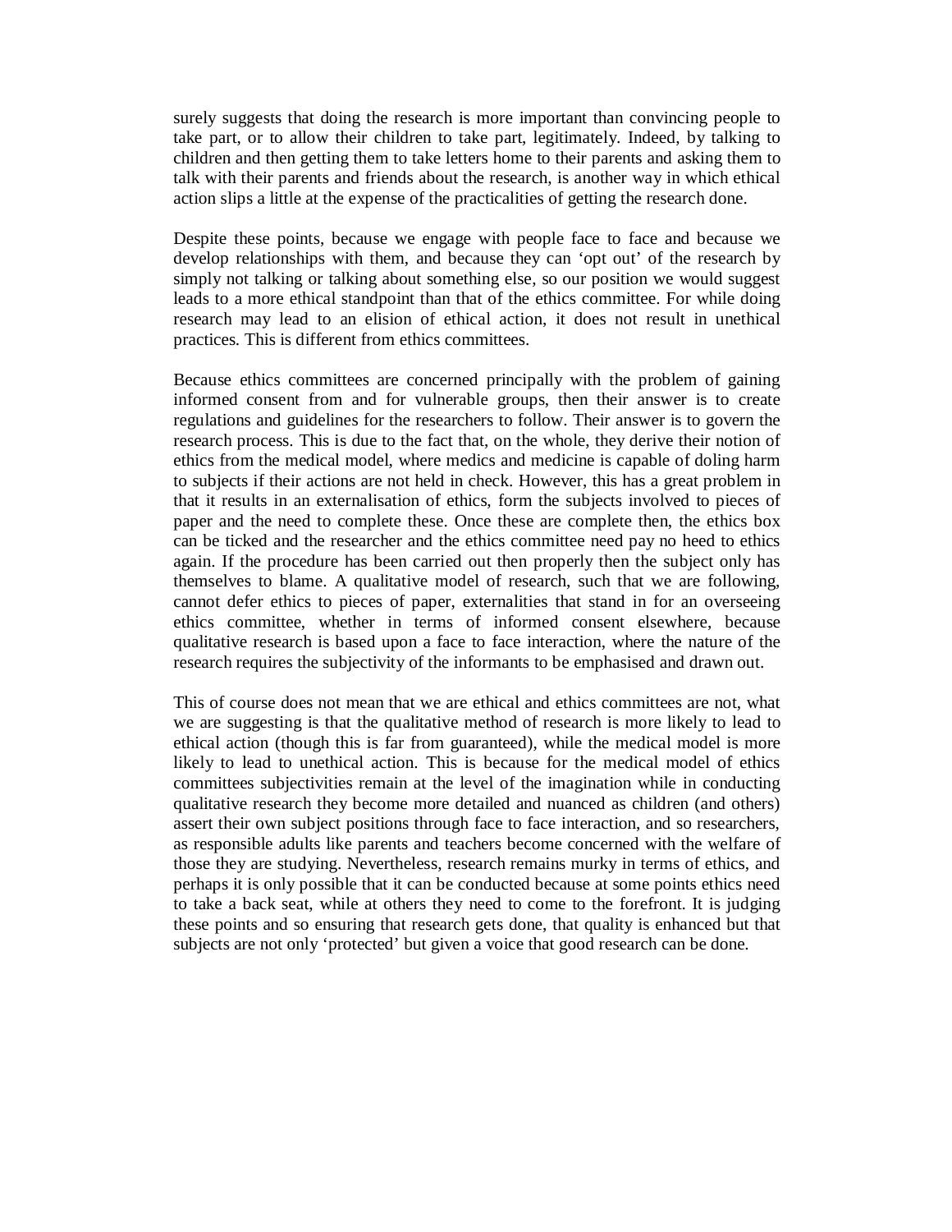surely suggests that doing the research is more important than convincing people to take part, or to allow their children to take part, legitimately. Indeed, by talking to children and then getting them to take letters home to their parents and asking them to talk with their parents and friends about the research, is another way in which ethical action slips a little at the expense of the practicalities of getting the research done.

Despite these points, because we engage with people face to face and because we develop relationships with them, and because they can 'opt out' of the research by simply not talking or talking about something else, so our position we would suggest leads to a more ethical standpoint than that of the ethics committee. For while doing research may lead to an elision of ethical action, it does not result in unethical practices. This is different from ethics committees.

Because ethics committees are concerned principally with the problem of gaining informed consent from and for vulnerable groups, then their answer is to create regulations and guidelines for the researchers to follow. Their answer is to govern the research process. This is due to the fact that, on the whole, they derive their notion of ethics from the medical model, where medics and medicine is capable of doling harm to subjects if their actions are not held in check. However, this has a great problem in that it results in an externalisation of ethics, form the subjects involved to pieces of paper and the need to complete these. Once these are complete then, the ethics box can be ticked and the researcher and the ethics committee need pay no heed to ethics again. If the procedure has been carried out then properly then the subject only has themselves to blame. A qualitative model of research, such that we are following, cannot defer ethics to pieces of paper, externalities that stand in for an overseeing ethics committee, whether in terms of informed consent elsewhere, because qualitative research is based upon a face to face interaction, where the nature of the research requires the subjectivity of the informants to be emphasised and drawn out.

This of course does not mean that we are ethical and ethics committees are not, what we are suggesting is that the qualitative method of research is more likely to lead to ethical action (though this is far from guaranteed), while the medical model is more likely to lead to unethical action. This is because for the medical model of ethics committees subjectivities remain at the level of the imagination while in conducting qualitative research they become more detailed and nuanced as children (and others) assert their own subject positions through face to face interaction, and so researchers, as responsible adults like parents and teachers become concerned with the welfare of those they are studying. Nevertheless, research remains murky in terms of ethics, and perhaps it is only possible that it can be conducted because at some points ethics need to take a back seat, while at others they need to come to the forefront. It is judging these points and so ensuring that research gets done, that quality is enhanced but that subjects are not only 'protected' but given a voice that good research can be done.